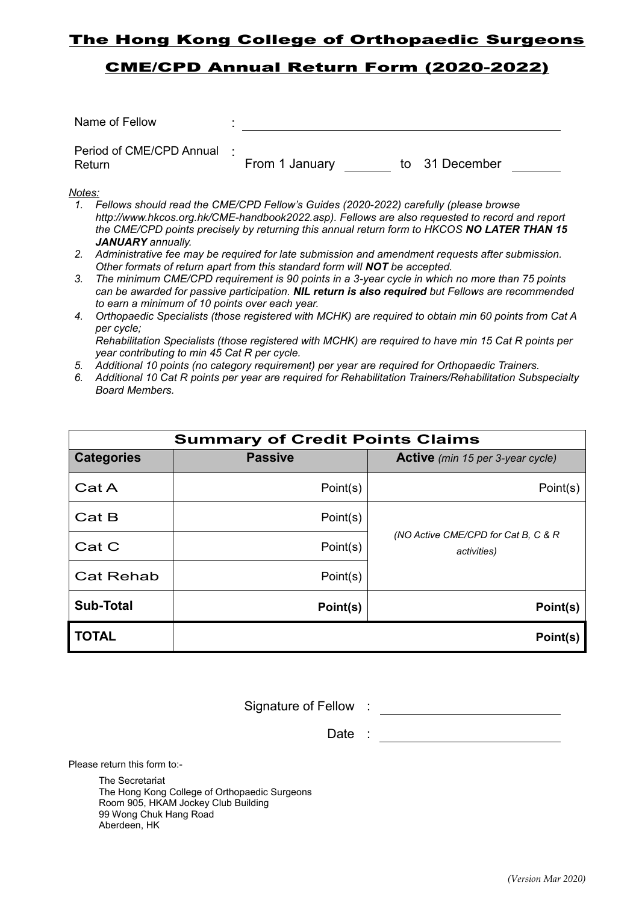# The Hong Kong College of Orthopaedic Surgeons

## CME/CPD Annual Return Form (2020-2022)

Name of Fellow : ______________________________

Period of CME/CPD Annual Return : From 1 January ______ to 31 December ______

*Notes:*

1. *Fellows should read the CME/CPD Fellow's Guides (2020-2022) carefully (please browse http://www.hkcos.org.hk/CME-handbook2022.asp). Fellows are also requested to record and report the CME/CPD points precisely by returning this annual return form to HKCOS **NO LATER THAN 15 JANUARY** annually.*
2. *Administrative fee may be required for late submission and amendment requests after submission. Other formats of return apart from this standard form will **NOT** be accepted.*
3. *The minimum CME/CPD requirement is 90 points in a 3-year cycle in which no more than 75 points can be awarded for passive participation. **NIL return is also required** but Fellows are recommended to earn a minimum of 10 points over each year.*
4. *Orthopaedic Specialists (those registered with MCHK) are required to obtain min 60 points from Cat A per cycle;*
   *Rehabilitation Specialists (those registered with MCHK) are required to have min 15 Cat R points per year contributing to min 45 Cat R per cycle.*
5. *Additional 10 points (no category requirement) per year are required for Orthopaedic Trainers.*
6. *Additional 10 Cat R points per year are required for Rehabilitation Trainers/Rehabilitation Subspecialty Board Members.*

| Summary of Credit Points Claims | | |
|---|---|---|
| **Categories** | **Passive** | **Active** *(min 15 per 3-year cycle)* |
| Cat A | Point(s) | Point(s) |
| Cat B | Point(s) | *(NO Active CME/CPD for Cat B, C & R activities)* |
| Cat C | Point(s) | |
| Cat Rehab | Point(s) | |
| **Sub-Total** | **Point(s)** | **Point(s)** |
| **TOTAL** | | **Point(s)** |

Signature of Fellow : ______________________

Date : ______________________

Please return this form to:-

The Secretariat
The Hong Kong College of Orthopaedic Surgeons
Room 905, HKAM Jockey Club Building
99 Wong Chuk Hang Road
Aberdeen, HK

*(Version Mar 2020)*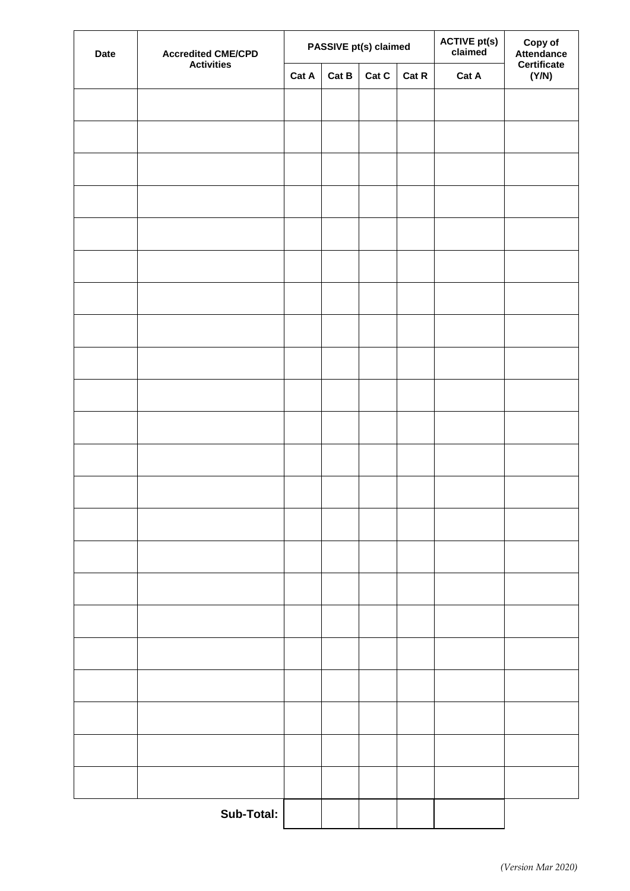| Date | Accredited CME/CPD Activities | PASSIVE pt(s) claimed | | | | ACTIVE pt(s) claimed | Copy of Attendance Certificate (Y/N) |
|---|---|---|---|---|---|---|---|
| | | Cat A | Cat B | Cat C | Cat R | Cat A | |
| | | | | | | | |
| | | | | | | | |
| | | | | | | | |
| | | | | | | | |
| | | | | | | | |
| | | | | | | | |
| | | | | | | | |
| | | | | | | | |
| | | | | | | | |
| | | | | | | | |
| | | | | | | | |
| | | | | | | | |
| | | | | | | | |
| | | | | | | | |
| | | | | | | | |
| | | | | | | | |
| | | | | | | | |
| | | | | | | | |
| | | | | | | | |
| | | | | | | | |
| | | | | | | | |
| | | | | | | | |
| | **Sub-Total:** | | | | | | |

*(Version Mar 2020)*